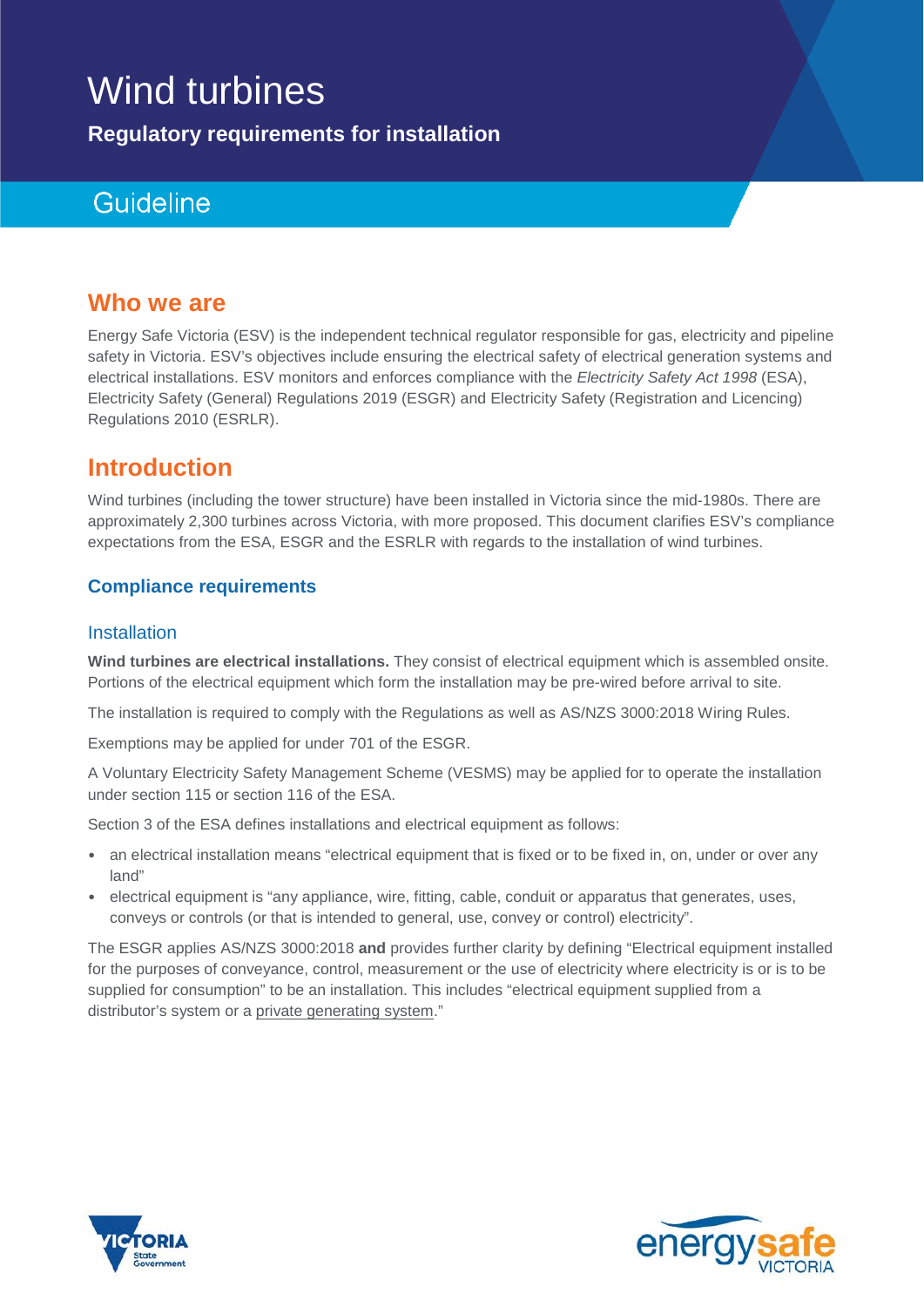# Wind turbines

**Regulatory requirements for installation**

## Guideline

## Who we are

Energy Safe Victoria (ESV) is the independent technical regulator responsible for gas, electricity and pipeline safety in Victoria. ESV's objectives include ensuring the electrical safety of electrical generation systems and electrical installations. ESV monitors and enforces compliance with the *Electricity Safety Act 1998* (ESA), Electricity Safety (General) Regulations 2019 (ESGR) and Electricity Safety (Registration and Licencing) Regulations 2010 (ESRLR).

## Introduction

Wind turbines (including the tower structure) have been installed in Victoria since the mid-1980s. There are approximately 2,300 turbines across Victoria, with more proposed. This document clarifies ESV's compliance expectations from the ESA, ESGR and the ESRLR with regards to the installation of wind turbines.

### Compliance requirements

#### Installation

**Wind turbines are electrical installations.** They consist of electrical equipment which is assembled onsite. Portions of the electrical equipment which form the installation may be pre-wired before arrival to site.

The installation is required to comply with the Regulations as well as AS/NZS 3000:2018 Wiring Rules.

Exemptions may be applied for under 701 of the ESGR.

A Voluntary Electricity Safety Management Scheme (VESMS) may be applied for to operate the installation under section 115 or section 116 of the ESA.

Section 3 of the ESA defines installations and electrical equipment as follows:

- an electrical installation means "electrical equipment that is fixed or to be fixed in, on, under or over any land"
- electrical equipment is "any appliance, wire, fitting, cable, conduit or apparatus that generates, uses, conveys or controls (or that is intended to general, use, convey or control) electricity".

The ESGR applies AS/NZS 3000:2018 **and** provides further clarity by defining "Electrical equipment installed for the purposes of conveyance, control, measurement or the use of electricity where electricity is or is to be supplied for consumption" to be an installation. This includes "electrical equipment supplied from a distributor's system or a private generating system."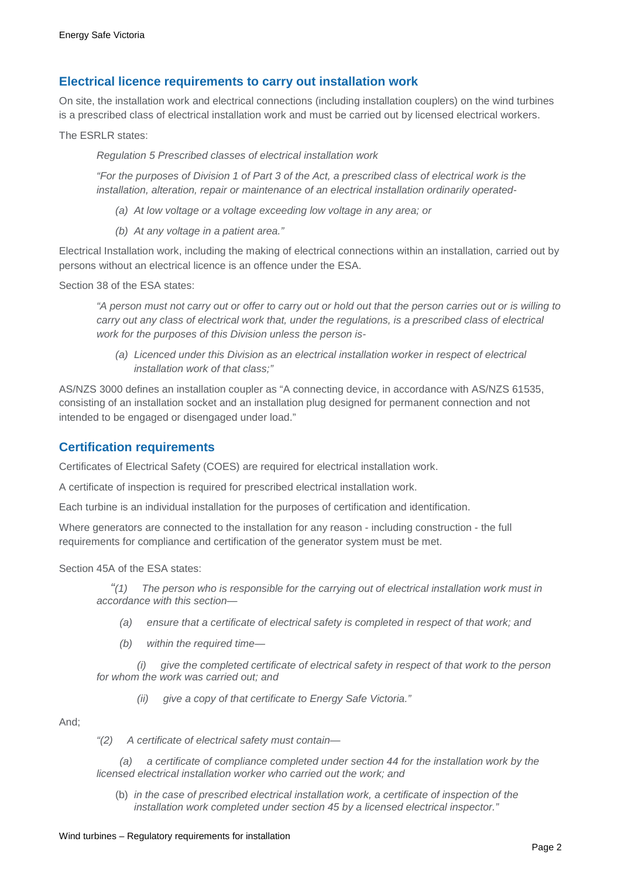## Electrical licence requirements to carry out installation work

On site, the installation work and electrical connections (including installation couplers) on the wind turbines is a prescribed class of electrical installation work and must be carried out by licensed electrical workers.

The ESRLR states:

> *Regulation 5 Prescribed classes of electrical installation work*
>
> *"For the purposes of Division 1 of Part 3 of the Act, a prescribed class of electrical work is the installation, alteration, repair or maintenance of an electrical installation ordinarily operated-*
>
> *(a) At low voltage or a voltage exceeding low voltage in any area; or*
>
> *(b) At any voltage in a patient area."*

Electrical Installation work, including the making of electrical connections within an installation, carried out by persons without an electrical licence is an offence under the ESA.

Section 38 of the ESA states:

> *"A person must not carry out or offer to carry out or hold out that the person carries out or is willing to carry out any class of electrical work that, under the regulations, is a prescribed class of electrical work for the purposes of this Division unless the person is-*
>
> *(a) Licenced under this Division as an electrical installation worker in respect of electrical installation work of that class;"*

AS/NZS 3000 defines an installation coupler as "A connecting device, in accordance with AS/NZS 61535, consisting of an installation socket and an installation plug designed for permanent connection and not intended to be engaged or disengaged under load."

## Certification requirements

Certificates of Electrical Safety (COES) are required for electrical installation work.

A certificate of inspection is required for prescribed electrical installation work.

Each turbine is an individual installation for the purposes of certification and identification.

Where generators are connected to the installation for any reason - including construction - the full requirements for compliance and certification of the generator system must be met.

Section 45A of the ESA states:

> *"(1) The person who is responsible for the carrying out of electrical installation work must in accordance with this section—*
>
> *(a) ensure that a certificate of electrical safety is completed in respect of that work; and*
>
> *(b) within the required time—*
>
> *(i) give the completed certificate of electrical safety in respect of that work to the person for whom the work was carried out; and*
>
> *(ii) give a copy of that certificate to Energy Safe Victoria."*

And;

> *"(2) A certificate of electrical safety must contain—*
>
> *(a) a certificate of compliance completed under section 44 for the installation work by the licensed electrical installation worker who carried out the work; and*
>
> (b) *in the case of prescribed electrical installation work, a certificate of inspection of the installation work completed under section 45 by a licensed electrical inspector."*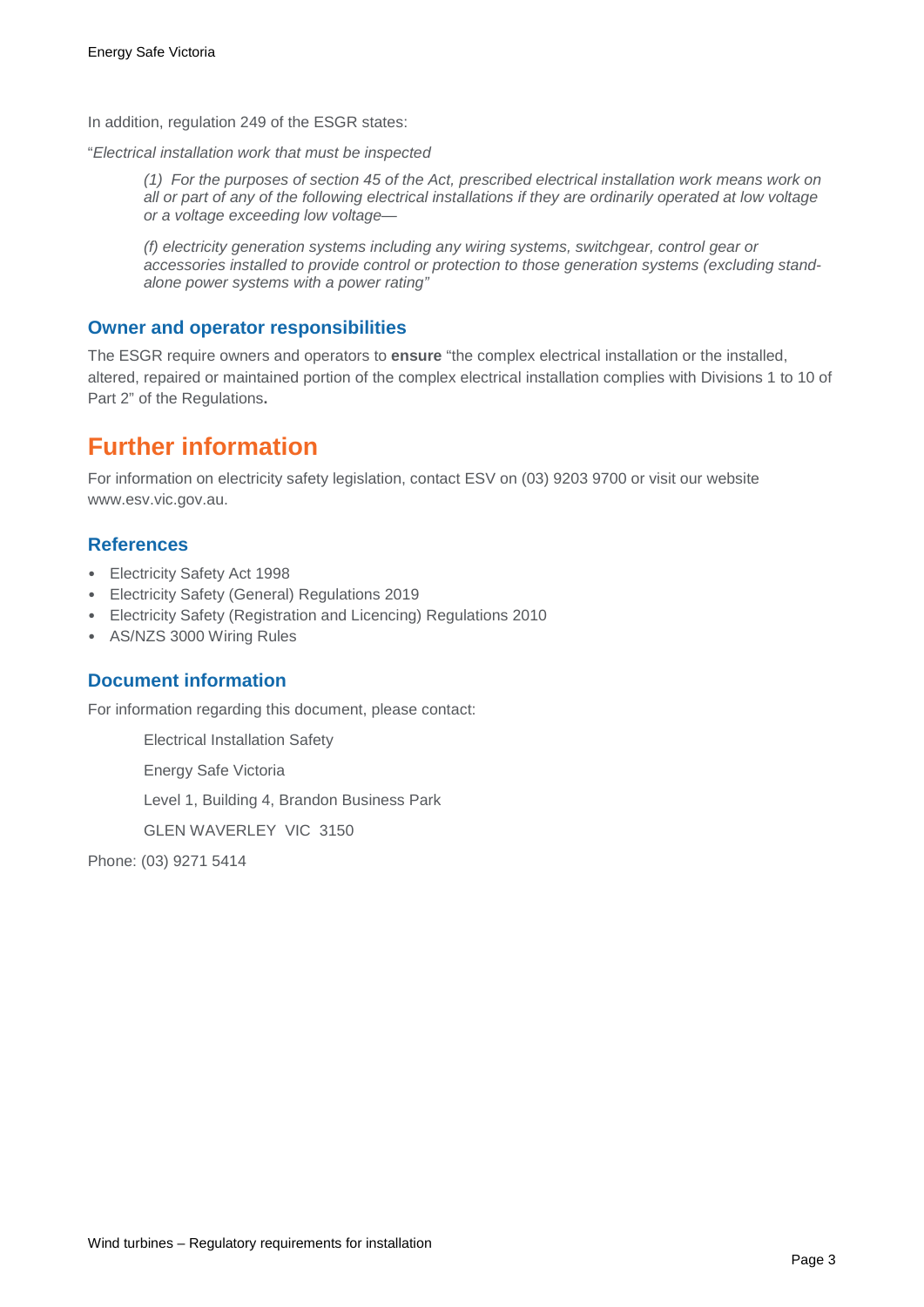In addition, regulation 249 of the ESGR states:

"*Electrical installation work that must be inspected*

> *(1) For the purposes of section 45 of the Act, prescribed electrical installation work means work on all or part of any of the following electrical installations if they are ordinarily operated at low voltage or a voltage exceeding low voltage—*
>
> *(f) electricity generation systems including any wiring systems, switchgear, control gear or accessories installed to provide control or protection to those generation systems (excluding stand-alone power systems with a power rating"*

## Owner and operator responsibilities

The ESGR require owners and operators to **ensure** "the complex electrical installation or the installed, altered, repaired or maintained portion of the complex electrical installation complies with Divisions 1 to 10 of Part 2" of the Regulations**.**

# Further information

For information on electricity safety legislation, contact ESV on (03) 9203 9700 or visit our website www.esv.vic.gov.au.

## References

- Electricity Safety Act 1998
- Electricity Safety (General) Regulations 2019
- Electricity Safety (Registration and Licencing) Regulations 2010
- AS/NZS 3000 Wiring Rules

## Document information

For information regarding this document, please contact:

> Electrical Installation Safety
>
> Energy Safe Victoria
>
> Level 1, Building 4, Brandon Business Park
>
> GLEN WAVERLEY VIC 3150

Phone: (03) 9271 5414